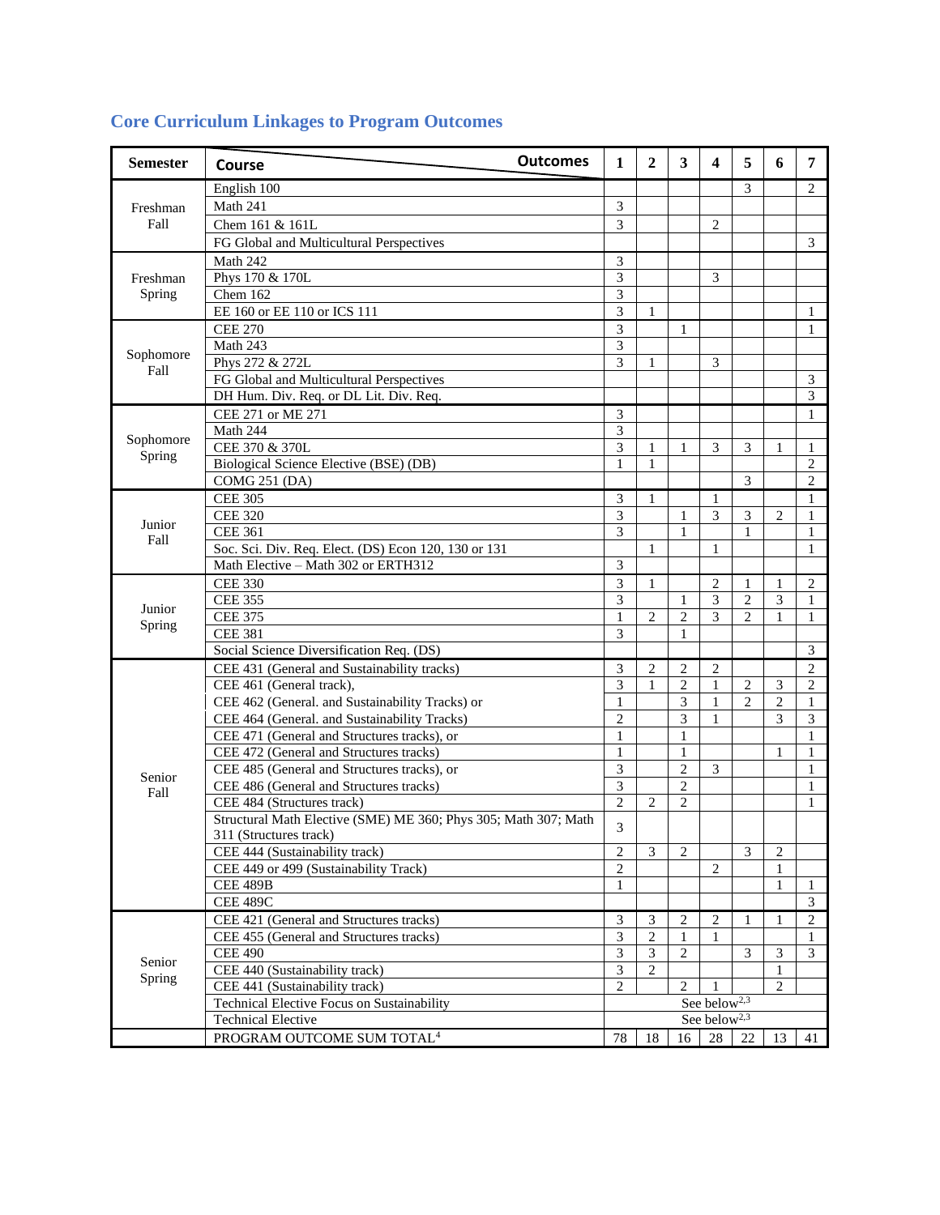## Core Curriculum Linkages to Program Outcomes

| Semester | Course / Outcomes | 1 | 2 | 3 | 4 | 5 | 6 | 7 |
|---|---|---|---|---|---|---|---|---|
| Freshman Fall | English 100 | | | | | 3 | | 2 |
| | Math 241 | 3 | | | | | | |
| | Chem 161 & 161L | 3 | | | 2 | | | |
| | FG Global and Multicultural Perspectives | | | | | | | 3 |
| Freshman Spring | Math 242 | 3 | | | | | | |
| | Phys 170 & 170L | 3 | | | 3 | | | |
| | Chem 162 | 3 | | | | | | |
| | EE 160 or EE 110 or ICS 111 | 3 | 1 | | | | | 1 |
| Sophomore Fall | CEE 270 | 3 | | 1 | | | | 1 |
| | Math 243 | 3 | | | | | | |
| | Phys 272 & 272L | 3 | 1 | | 3 | | | |
| | FG Global and Multicultural Perspectives | | | | | | | 3 |
| | DH Hum. Div. Req. or DL Lit. Div. Req. | | | | | | | 3 |
| Sophomore Spring | CEE 271 or ME 271 | 3 | | | | | | 1 |
| | Math 244 | 3 | | | | | | |
| | CEE 370 & 370L | 3 | 1 | 1 | 3 | 3 | 1 | 1 |
| | Biological Science Elective (BSE) (DB) | 1 | 1 | | | | | 2 |
| | COMG 251 (DA) | | | | | 3 | | 2 |
| Junior Fall | CEE 305 | 3 | 1 | | 1 | | | 1 |
| | CEE 320 | 3 | | 1 | 3 | 3 | 2 | 1 |
| | CEE 361 | 3 | | 1 | | 1 | | 1 |
| | Soc. Sci. Div. Req. Elect. (DS) Econ 120, 130 or 131 | | 1 | | 1 | | | 1 |
| | Math Elective – Math 302 or ERTH312 | 3 | | | | | | |
| Junior Spring | CEE 330 | 3 | 1 | | 2 | 1 | 1 | 2 |
| | CEE 355 | 3 | | 1 | 3 | 2 | 3 | 1 |
| | CEE 375 | 1 | 2 | 2 | 3 | 2 | 1 | 1 |
| | CEE 381 | 3 | | 1 | | | | |
| | Social Science Diversification Req. (DS) | | | | | | | 3 |
| Senior Fall | CEE 431 (General and Sustainability tracks) | 3 | 2 | 2 | 2 | | | 2 |
| | CEE 461 (General track), | 3 | 1 | 2 | 1 | 2 | 3 | 2 |
| | CEE 462 (General. and Sustainability Tracks) or | 1 | | 3 | 1 | 2 | 2 | 1 |
| | CEE 464 (General. and Sustainability Tracks) | 2 | | 3 | 1 | | 3 | 3 |
| | CEE 471 (General and Structures tracks), or | 1 | | 1 | | | | 1 |
| | CEE 472 (General and Structures tracks) | 1 | | 1 | | | 1 | 1 |
| | CEE 485 (General and Structures tracks), or | 3 | | 2 | 3 | | | 1 |
| | CEE 486 (General and Structures tracks) | 3 | | 2 | | | | 1 |
| | CEE 484 (Structures track) | 2 | 2 | 2 | | | | 1 |
| | Structural Math Elective (SME) ME 360; Phys 305; Math 307; Math 311 (Structures track) | 3 | | | | | | |
| | CEE 444 (Sustainability track) | 2 | 3 | 2 | | 3 | 2 | |
| | CEE 449 or 499 (Sustainability Track) | 2 | | | 2 | | 1 | |
| | CEE 489B | 1 | | | | | 1 | 1 |
| | CEE 489C | | | | | | | 3 |
| Senior Spring | CEE 421 (General and Structures tracks) | 3 | 3 | 2 | 2 | 1 | 1 | 2 |
| | CEE 455 (General and Structures tracks) | 3 | 2 | 1 | 1 | | | 1 |
| | CEE 490 | 3 | 3 | 2 | | 3 | 3 | 3 |
| | CEE 440 (Sustainability track) | 3 | 2 | | | | 1 | |
| | CEE 441 (Sustainability track) | 2 | | 2 | 1 | | 2 | |
| | Technical Elective Focus on Sustainability | See below[2,3] | | | | | | |
| | Technical Elective | See below[2,3] | | | | | | |
| | PROGRAM OUTCOME SUM TOTAL[4] | 78 | 18 | 16 | 28 | 22 | 13 | 41 |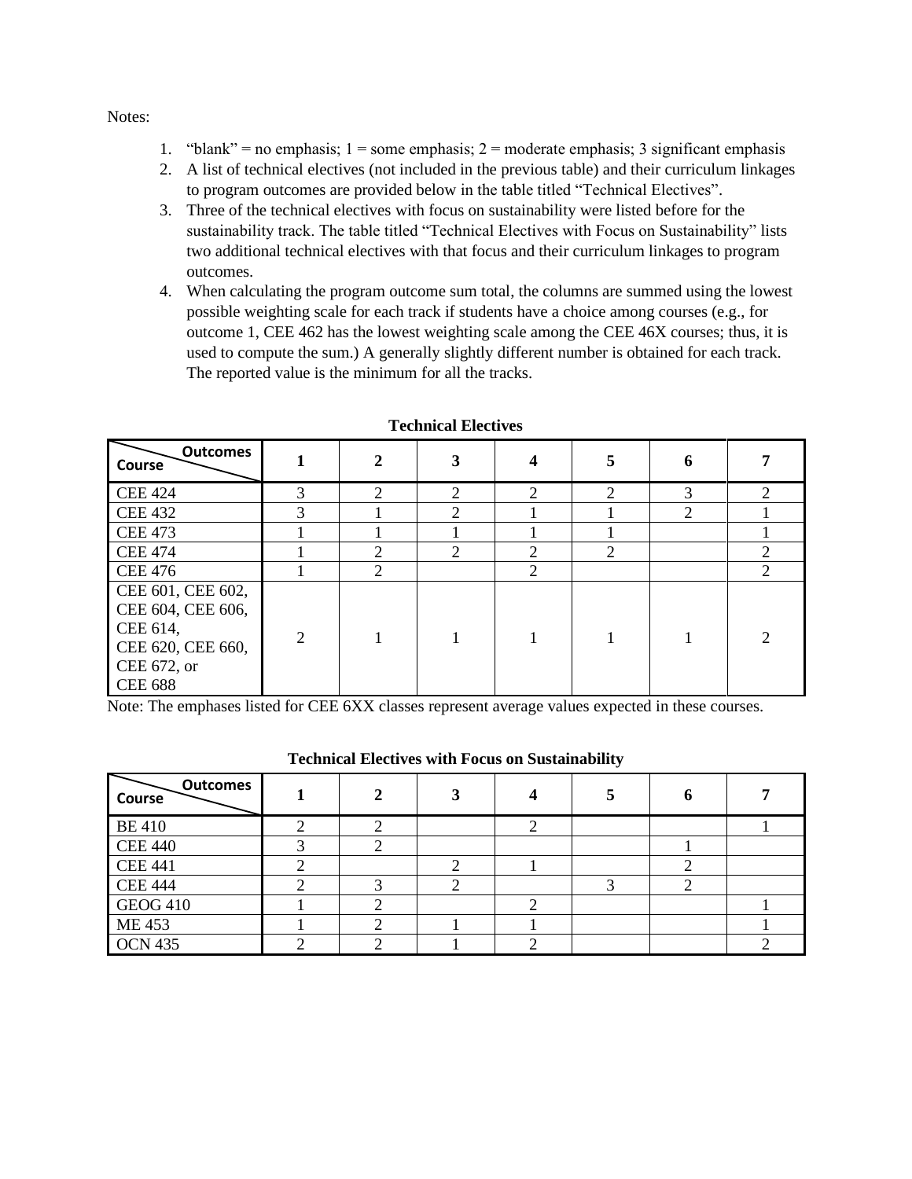Notes:

1. "blank" = no emphasis; 1 = some emphasis; 2 = moderate emphasis; 3 significant emphasis
2. A list of technical electives (not included in the previous table) and their curriculum linkages to program outcomes are provided below in the table titled "Technical Electives".
3. Three of the technical electives with focus on sustainability were listed before for the sustainability track. The table titled "Technical Electives with Focus on Sustainability" lists two additional technical electives with that focus and their curriculum linkages to program outcomes.
4. When calculating the program outcome sum total, the columns are summed using the lowest possible weighting scale for each track if students have a choice among courses (e.g., for outcome 1, CEE 462 has the lowest weighting scale among the CEE 46X courses; thus, it is used to compute the sum.) A generally slightly different number is obtained for each track. The reported value is the minimum for all the tracks.

**Technical Electives**

| Course \ Outcomes | 1 | 2 | 3 | 4 | 5 | 6 | 7 |
|---|---|---|---|---|---|---|---|
| CEE 424 | 3 | 2 | 2 | 2 | 2 | 3 | 2 |
| CEE 432 | 3 | 1 | 2 | 1 | 1 | 2 | 1 |
| CEE 473 | 1 | 1 | 1 | 1 | 1 | | 1 |
| CEE 474 | 1 | 2 | 2 | 2 | 2 | | 2 |
| CEE 476 | 1 | 2 | | 2 | | | 2 |
| CEE 601, CEE 602, CEE 604, CEE 606, CEE 614, CEE 620, CEE 660, CEE 672, or CEE 688 | 2 | 1 | 1 | 1 | 1 | 1 | 2 |

Note: The emphases listed for CEE 6XX classes represent average values expected in these courses.

**Technical Electives with Focus on Sustainability**

| Course \ Outcomes | 1 | 2 | 3 | 4 | 5 | 6 | 7 |
|---|---|---|---|---|---|---|---|
| BE 410 | 2 | 2 | | 2 | | | 1 |
| CEE 440 | 3 | 2 | | | | 1 | |
| CEE 441 | 2 | | 2 | 1 | | 2 | |
| CEE 444 | 2 | 3 | 2 | | 3 | 2 | |
| GEOG 410 | 1 | 2 | | 2 | | | 1 |
| ME 453 | 1 | 2 | 1 | 1 | | | 1 |
| OCN 435 | 2 | 2 | 1 | 2 | | | 2 |